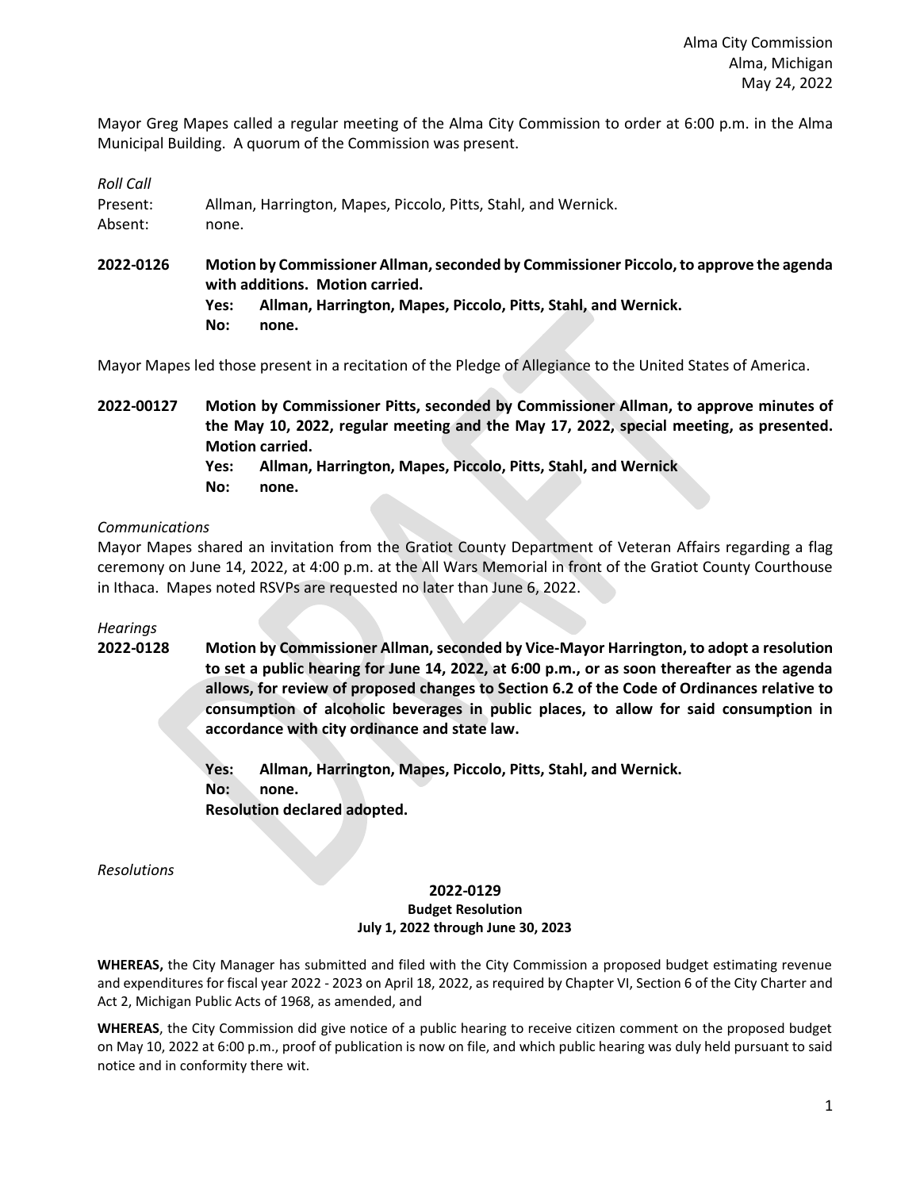Alma City Commission
Alma, Michigan
May 24, 2022

Mayor Greg Mapes called a regular meeting of the Alma City Commission to order at 6:00 p.m. in the Alma Municipal Building. A quorum of the Commission was present.

*Roll Call*

Present: Allman, Harrington, Mapes, Piccolo, Pitts, Stahl, and Wernick.
Absent: none.

**2022-0126 Motion by Commissioner Allman, seconded by Commissioner Piccolo, to approve the agenda with additions. Motion carried.**
**Yes: Allman, Harrington, Mapes, Piccolo, Pitts, Stahl, and Wernick.**
**No: none.**

Mayor Mapes led those present in a recitation of the Pledge of Allegiance to the United States of America.

**2022-00127 Motion by Commissioner Pitts, seconded by Commissioner Allman, to approve minutes of the May 10, 2022, regular meeting and the May 17, 2022, special meeting, as presented. Motion carried.**
**Yes: Allman, Harrington, Mapes, Piccolo, Pitts, Stahl, and Wernick**
**No: none.**

*Communications*

Mayor Mapes shared an invitation from the Gratiot County Department of Veteran Affairs regarding a flag ceremony on June 14, 2022, at 4:00 p.m. at the All Wars Memorial in front of the Gratiot County Courthouse in Ithaca. Mapes noted RSVPs are requested no later than June 6, 2022.

*Hearings*

**2022-0128 Motion by Commissioner Allman, seconded by Vice-Mayor Harrington, to adopt a resolution to set a public hearing for June 14, 2022, at 6:00 p.m., or as soon thereafter as the agenda allows, for review of proposed changes to Section 6.2 of the Code of Ordinances relative to consumption of alcoholic beverages in public places, to allow for said consumption in accordance with city ordinance and state law.**

**Yes: Allman, Harrington, Mapes, Piccolo, Pitts, Stahl, and Wernick.**
**No: none.**
**Resolution declared adopted.**

*Resolutions*

**2022-0129**
**Budget Resolution**
**July 1, 2022 through June 30, 2023**

**WHEREAS,** the City Manager has submitted and filed with the City Commission a proposed budget estimating revenue and expenditures for fiscal year 2022 - 2023 on April 18, 2022, as required by Chapter VI, Section 6 of the City Charter and Act 2, Michigan Public Acts of 1968, as amended, and

**WHEREAS**, the City Commission did give notice of a public hearing to receive citizen comment on the proposed budget on May 10, 2022 at 6:00 p.m., proof of publication is now on file, and which public hearing was duly held pursuant to said notice and in conformity there wit.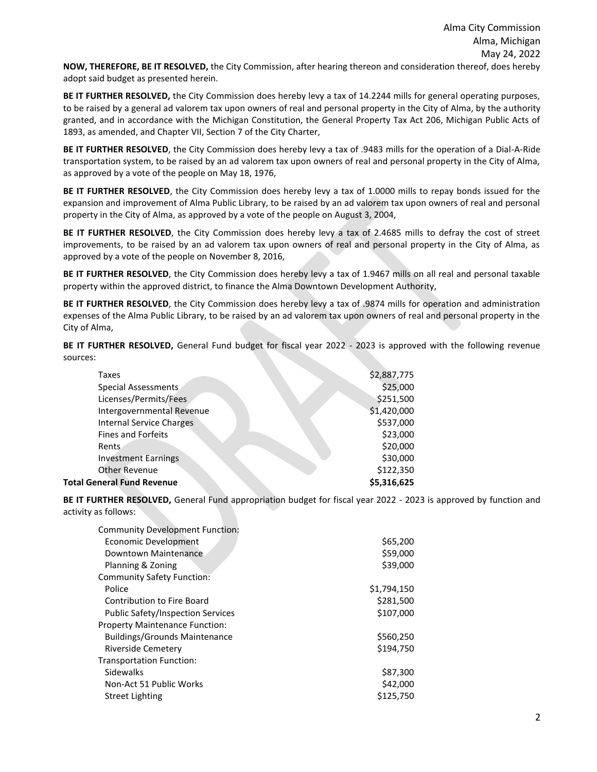**NOW, THEREFORE, BE IT RESOLVED,** the City Commission, after hearing thereon and consideration thereof, does hereby adopt said budget as presented herein.

**BE IT FURTHER RESOLVED,** the City Commission does hereby levy a tax of 14.2244 mills for general operating purposes, to be raised by a general ad valorem tax upon owners of real and personal property in the City of Alma, by the authority granted, and in accordance with the Michigan Constitution, the General Property Tax Act 206, Michigan Public Acts of 1893, as amended, and Chapter VII, Section 7 of the City Charter,

**BE IT FURTHER RESOLVED**, the City Commission does hereby levy a tax of .9483 mills for the operation of a Dial-A-Ride transportation system, to be raised by an ad valorem tax upon owners of real and personal property in the City of Alma, as approved by a vote of the people on May 18, 1976,

**BE IT FURTHER RESOLVED**, the City Commission does hereby levy a tax of 1.0000 mills to repay bonds issued for the expansion and improvement of Alma Public Library, to be raised by an ad valorem tax upon owners of real and personal property in the City of Alma, as approved by a vote of the people on August 3, 2004,

**BE IT FURTHER RESOLVED**, the City Commission does hereby levy a tax of 2.4685 mills to defray the cost of street improvements, to be raised by an ad valorem tax upon owners of real and personal property in the City of Alma, as approved by a vote of the people on November 8, 2016,

**BE IT FURTHER RESOLVED**, the City Commission does hereby levy a tax of 1.9467 mills on all real and personal taxable property within the approved district, to finance the Alma Downtown Development Authority,

**BE IT FURTHER RESOLVED**, the City Commission does hereby levy a tax of .9874 mills for operation and administration expenses of the Alma Public Library, to be raised by an ad valorem tax upon owners of real and personal property in the City of Alma,

**BE IT FURTHER RESOLVED,** General Fund budget for fiscal year 2022 - 2023 is approved with the following revenue sources:

| | |
|---|---|
| Taxes | $2,887,775 |
| Special Assessments | $25,000 |
| Licenses/Permits/Fees | $251,500 |
| Intergovernmental Revenue | $1,420,000 |
| Internal Service Charges | $537,000 |
| Fines and Forfeits | $23,000 |
| Rents | $20,000 |
| Investment Earnings | $30,000 |
| Other Revenue | $122,350 |
| **Total General Fund Revenue** | **$5,316,625** |

**BE IT FURTHER RESOLVED,** General Fund appropriation budget for fiscal year 2022 - 2023 is approved by function and activity as follows:

| | |
|---|---|
| Community Development Function: | |
| Economic Development | $65,200 |
| Downtown Maintenance | $59,000 |
| Planning & Zoning | $39,000 |
| Community Safety Function: | |
| Police | $1,794,150 |
| Contribution to Fire Board | $281,500 |
| Public Safety/Inspection Services | $107,000 |
| Property Maintenance Function: | |
| Buildings/Grounds Maintenance | $560,250 |
| Riverside Cemetery | $194,750 |
| Transportation Function: | |
| Sidewalks | $87,300 |
| Non-Act 51 Public Works | $42,000 |
| Street Lighting | $125,750 |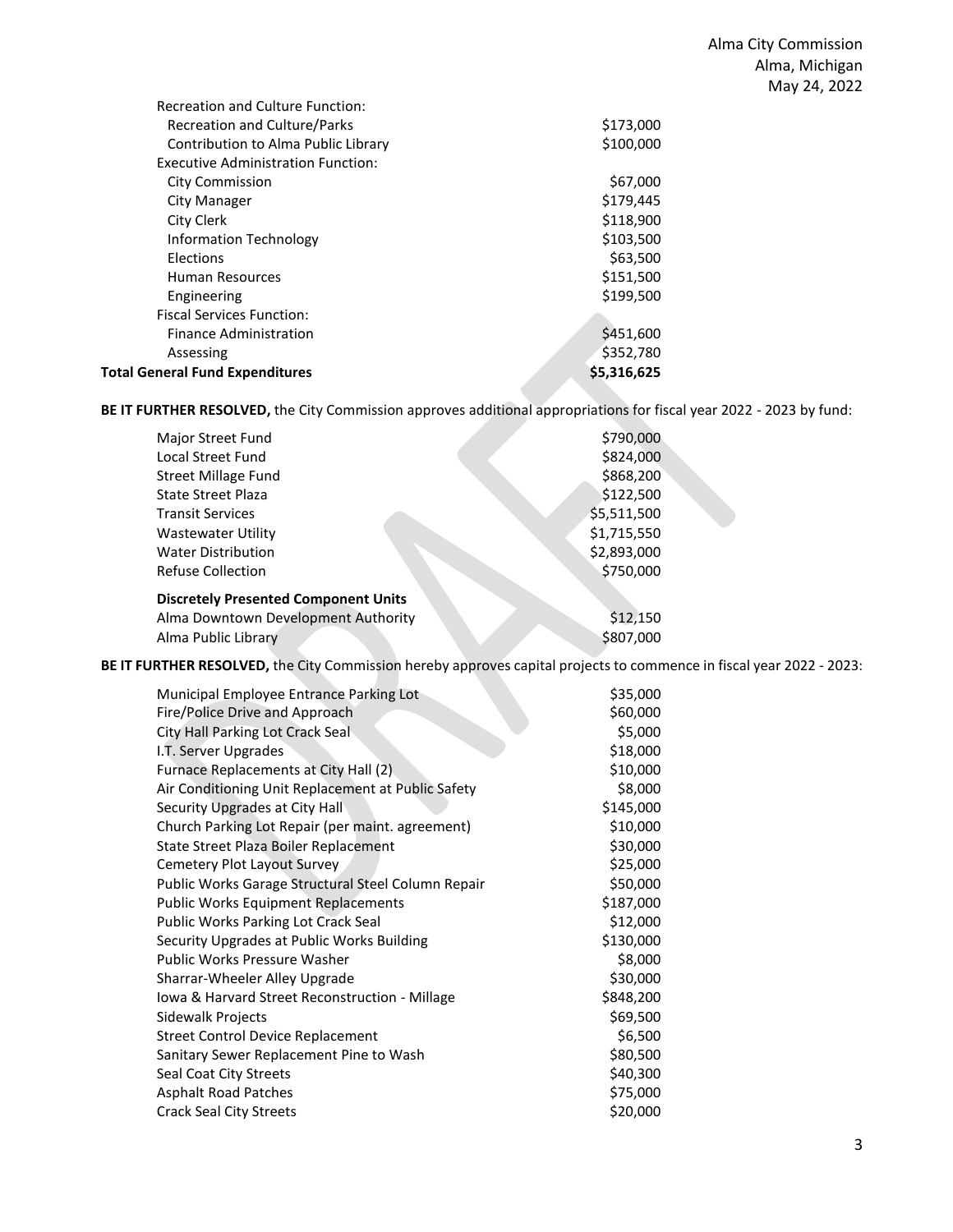| | |
|---|---|
| Recreation and Culture Function: | |
| Recreation and Culture/Parks | $173,000 |
| Contribution to Alma Public Library | $100,000 |
| Executive Administration Function: | |
| City Commission | $67,000 |
| City Manager | $179,445 |
| City Clerk | $118,900 |
| Information Technology | $103,500 |
| Elections | $63,500 |
| Human Resources | $151,500 |
| Engineering | $199,500 |
| Fiscal Services Function: | |
| Finance Administration | $451,600 |
| Assessing | $352,780 |
| **Total General Fund Expenditures** | **$5,316,625** |

**BE IT FURTHER RESOLVED,** the City Commission approves additional appropriations for fiscal year 2022 - 2023 by fund:

| | |
|---|---|
| Major Street Fund | $790,000 |
| Local Street Fund | $824,000 |
| Street Millage Fund | $868,200 |
| State Street Plaza | $122,500 |
| Transit Services | $5,511,500 |
| Wastewater Utility | $1,715,550 |
| Water Distribution | $2,893,000 |
| Refuse Collection | $750,000 |
| **Discretely Presented Component Units** | |
| Alma Downtown Development Authority | $12,150 |
| Alma Public Library | $807,000 |

**BE IT FURTHER RESOLVED,** the City Commission hereby approves capital projects to commence in fiscal year 2022 - 2023:

| | |
|---|---|
| Municipal Employee Entrance Parking Lot | $35,000 |
| Fire/Police Drive and Approach | $60,000 |
| City Hall Parking Lot Crack Seal | $5,000 |
| I.T. Server Upgrades | $18,000 |
| Furnace Replacements at City Hall (2) | $10,000 |
| Air Conditioning Unit Replacement at Public Safety | $8,000 |
| Security Upgrades at City Hall | $145,000 |
| Church Parking Lot Repair (per maint. agreement) | $10,000 |
| State Street Plaza Boiler Replacement | $30,000 |
| Cemetery Plot Layout Survey | $25,000 |
| Public Works Garage Structural Steel Column Repair | $50,000 |
| Public Works Equipment Replacements | $187,000 |
| Public Works Parking Lot Crack Seal | $12,000 |
| Security Upgrades at Public Works Building | $130,000 |
| Public Works Pressure Washer | $8,000 |
| Sharrar-Wheeler Alley Upgrade | $30,000 |
| Iowa & Harvard Street Reconstruction - Millage | $848,200 |
| Sidewalk Projects | $69,500 |
| Street Control Device Replacement | $6,500 |
| Sanitary Sewer Replacement Pine to Wash | $80,500 |
| Seal Coat City Streets | $40,300 |
| Asphalt Road Patches | $75,000 |
| Crack Seal City Streets | $20,000 |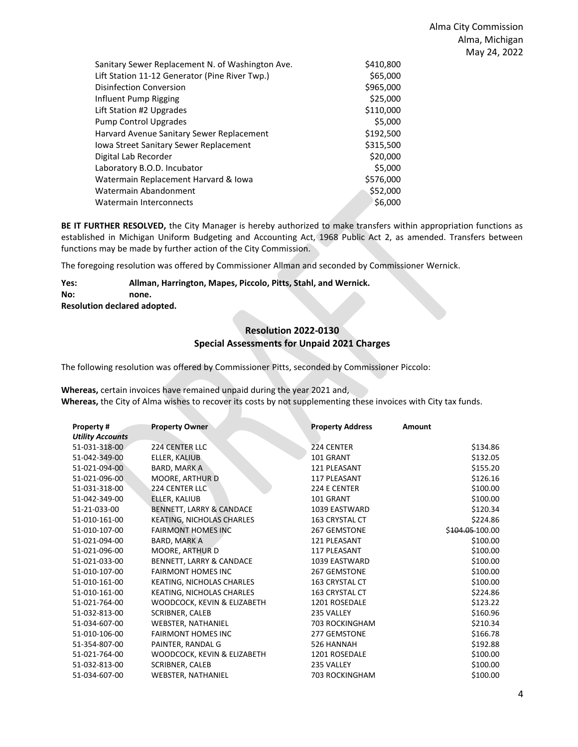| | |
|---|---|
| Sanitary Sewer Replacement N. of Washington Ave. | $410,800 |
| Lift Station 11-12 Generator (Pine River Twp.) | $65,000 |
| Disinfection Conversion | $965,000 |
| Influent Pump Rigging | $25,000 |
| Lift Station #2 Upgrades | $110,000 |
| Pump Control Upgrades | $5,000 |
| Harvard Avenue Sanitary Sewer Replacement | $192,500 |
| Iowa Street Sanitary Sewer Replacement | $315,500 |
| Digital Lab Recorder | $20,000 |
| Laboratory B.O.D. Incubator | $5,000 |
| Watermain Replacement Harvard & Iowa | $576,000 |
| Watermain Abandonment | $52,000 |
| Watermain Interconnects | $6,000 |

**BE IT FURTHER RESOLVED,** the City Manager is hereby authorized to make transfers within appropriation functions as established in Michigan Uniform Budgeting and Accounting Act, 1968 Public Act 2, as amended. Transfers between functions may be made by further action of the City Commission.

The foregoing resolution was offered by Commissioner Allman and seconded by Commissioner Wernick.

**Yes: Allman, Harrington, Mapes, Piccolo, Pitts, Stahl, and Wernick.**
**No: none.**
**Resolution declared adopted.**

## Resolution 2022-0130
## Special Assessments for Unpaid 2021 Charges

The following resolution was offered by Commissioner Pitts, seconded by Commissioner Piccolo:

**Whereas,** certain invoices have remained unpaid during the year 2021 and,
**Whereas,** the City of Alma wishes to recover its costs by not supplementing these invoices with City tax funds.

| Property # | Property Owner | Property Address | Amount |
|---|---|---|---|
| ***Utility Accounts*** | | | |
| 51-031-318-00 | 224 CENTER LLC | 224 CENTER | $134.86 |
| 51-042-349-00 | ELLER, KALIUB | 101 GRANT | $132.05 |
| 51-021-094-00 | BARD, MARK A | 121 PLEASANT | $155.20 |
| 51-021-096-00 | MOORE, ARTHUR D | 117 PLEASANT | $126.16 |
| 51-031-318-00 | 224 CENTER LLC | 224 E CENTER | $100.00 |
| 51-042-349-00 | ELLER, KALIUB | 101 GRANT | $100.00 |
| 51-21-033-00 | BENNETT, LARRY & CANDACE | 1039 EASTWARD | $120.34 |
| 51-010-161-00 | KEATING, NICHOLAS CHARLES | 163 CRYSTAL CT | $224.86 |
| 51-010-107-00 | FAIRMONT HOMES INC | 267 GEMSTONE | ~~$104.05~~ 100.00 |
| 51-021-094-00 | BARD, MARK A | 121 PLEASANT | $100.00 |
| 51-021-096-00 | MOORE, ARTHUR D | 117 PLEASANT | $100.00 |
| 51-021-033-00 | BENNETT, LARRY & CANDACE | 1039 EASTWARD | $100.00 |
| 51-010-107-00 | FAIRMONT HOMES INC | 267 GEMSTONE | $100.00 |
| 51-010-161-00 | KEATING, NICHOLAS CHARLES | 163 CRYSTAL CT | $100.00 |
| 51-010-161-00 | KEATING, NICHOLAS CHARLES | 163 CRYSTAL CT | $224.86 |
| 51-021-764-00 | WOODCOCK, KEVIN & ELIZABETH | 1201 ROSEDALE | $123.22 |
| 51-032-813-00 | SCRIBNER, CALEB | 235 VALLEY | $160.96 |
| 51-034-607-00 | WEBSTER, NATHANIEL | 703 ROCKINGHAM | $210.34 |
| 51-010-106-00 | FAIRMONT HOMES INC | 277 GEMSTONE | $166.78 |
| 51-354-807-00 | PAINTER, RANDAL G | 526 HANNAH | $192.88 |
| 51-021-764-00 | WOODCOCK, KEVIN & ELIZABETH | 1201 ROSEDALE | $100.00 |
| 51-032-813-00 | SCRIBNER, CALEB | 235 VALLEY | $100.00 |
| 51-034-607-00 | WEBSTER, NATHANIEL | 703 ROCKINGHAM | $100.00 |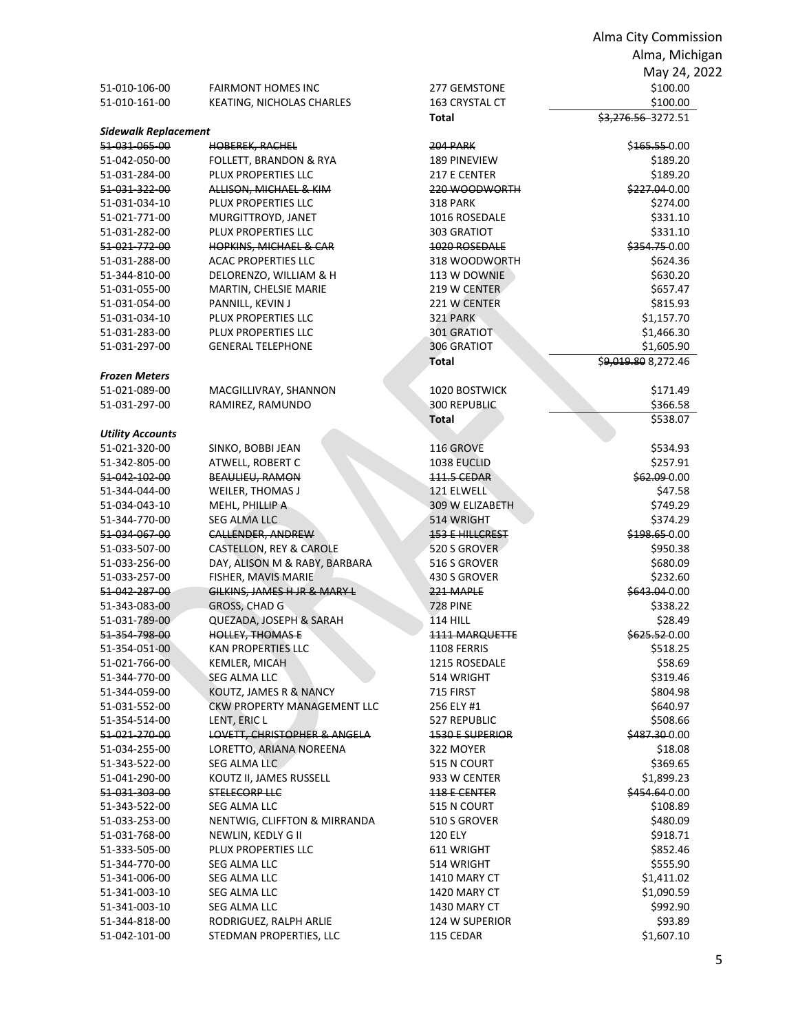| | | | |
|---|---|---|---|
| 51-010-106-00 | FAIRMONT HOMES INC | 277 GEMSTONE | \$100.00 |
| 51-010-161-00 | KEATING, NICHOLAS CHARLES | 163 CRYSTAL CT | \$100.00 |
| | | **Total** | ~~\$3,276.56~~ 3272.51 |
| ***Sidewalk Replacement*** | | | |
| ~~51-031-065-00~~ | ~~HOBEREK, RACHEL~~ | ~~204 PARK~~ | ~~\$165.55~~ 0.00 |
| 51-042-050-00 | FOLLETT, BRANDON & RYA | 189 PINEVIEW | \$189.20 |
| 51-031-284-00 | PLUX PROPERTIES LLC | 217 E CENTER | \$189.20 |
| ~~51-031-322-00~~ | ~~ALLISON, MICHAEL & KIM~~ | ~~220 WOODWORTH~~ | ~~\$227.04~~ 0.00 |
| 51-031-034-10 | PLUX PROPERTIES LLC | 318 PARK | \$274.00 |
| 51-021-771-00 | MURGITTROYD, JANET | 1016 ROSEDALE | \$331.10 |
| 51-031-282-00 | PLUX PROPERTIES LLC | 303 GRATIOT | \$331.10 |
| ~~51-021-772-00~~ | ~~HOPKINS, MICHAEL & CAR~~ | ~~1020 ROSEDALE~~ | ~~\$354.75~~ 0.00 |
| 51-031-288-00 | ACAC PROPERTIES LLC | 318 WOODWORTH | \$624.36 |
| 51-344-810-00 | DELORENZO, WILLIAM & H | 113 W DOWNIE | \$630.20 |
| 51-031-055-00 | MARTIN, CHELSIE MARIE | 219 W CENTER | \$657.47 |
| 51-031-054-00 | PANNILL, KEVIN J | 221 W CENTER | \$815.93 |
| 51-031-034-10 | PLUX PROPERTIES LLC | 321 PARK | \$1,157.70 |
| 51-031-283-00 | PLUX PROPERTIES LLC | 301 GRATIOT | \$1,466.30 |
| 51-031-297-00 | GENERAL TELEPHONE | 306 GRATIOT | \$1,605.90 |
| | | **Total** | ~~\$9,019.80~~ 8,272.46 |
| ***Frozen Meters*** | | | |
| 51-021-089-00 | MACGILLIVRAY, SHANNON | 1020 BOSTWICK | \$171.49 |
| 51-031-297-00 | RAMIREZ, RAMUNDO | 300 REPUBLIC | \$366.58 |
| | | **Total** | \$538.07 |
| ***Utility Accounts*** | | | |
| 51-021-320-00 | SINKO, BOBBI JEAN | 116 GROVE | \$534.93 |
| 51-342-805-00 | ATWELL, ROBERT C | 1038 EUCLID | \$257.91 |
| ~~51-042-102-00~~ | ~~BEAULIEU, RAMON~~ | ~~111.5 CEDAR~~ | ~~\$62.09~~ 0.00 |
| 51-344-044-00 | WEILER, THOMAS J | 121 ELWELL | \$47.58 |
| 51-034-043-10 | MEHL, PHILLIP A | 309 W ELIZABETH | \$749.29 |
| 51-344-770-00 | SEG ALMA LLC | 514 WRIGHT | \$374.29 |
| ~~51-034-067-00~~ | ~~CALLENDER, ANDREW~~ | ~~153 E HILLCREST~~ | ~~\$198.65~~ 0.00 |
| 51-033-507-00 | CASTELLON, REY & CAROLE | 520 S GROVER | \$950.38 |
| 51-033-256-00 | DAY, ALISON M & RABY, BARBARA | 516 S GROVER | \$680.09 |
| 51-033-257-00 | FISHER, MAVIS MARIE | 430 S GROVER | \$232.60 |
| ~~51-042-287-00~~ | ~~GILKINS, JAMES H JR & MARY L~~ | ~~221 MAPLE~~ | ~~\$643.04~~ 0.00 |
| 51-343-083-00 | GROSS, CHAD G | 728 PINE | \$338.22 |
| 51-031-789-00 | QUEZADA, JOSEPH & SARAH | 114 HILL | \$28.49 |
| ~~51-354-798-00~~ | ~~HOLLEY, THOMAS E~~ | ~~1111 MARQUETTE~~ | ~~\$625.52~~ 0.00 |
| 51-354-051-00 | KAN PROPERTIES LLC | 1108 FERRIS | \$518.25 |
| 51-021-766-00 | KEMLER, MICAH | 1215 ROSEDALE | \$58.69 |
| 51-344-770-00 | SEG ALMA LLC | 514 WRIGHT | \$319.46 |
| 51-344-059-00 | KOUTZ, JAMES R & NANCY | 715 FIRST | \$804.98 |
| 51-031-552-00 | CKW PROPERTY MANAGEMENT LLC | 256 ELY #1 | \$640.97 |
| 51-354-514-00 | LENT, ERIC L | 527 REPUBLIC | \$508.66 |
| ~~51-021-270-00~~ | ~~LOVETT, CHRISTOPHER & ANGELA~~ | ~~1530 E SUPERIOR~~ | ~~\$487.30~~ 0.00 |
| 51-034-255-00 | LORETTO, ARIANA NOREENA | 322 MOYER | \$18.08 |
| 51-343-522-00 | SEG ALMA LLC | 515 N COURT | \$369.65 |
| 51-041-290-00 | KOUTZ II, JAMES RUSSELL | 933 W CENTER | \$1,899.23 |
| ~~51-031-303-00~~ | ~~STELECORP LLC~~ | ~~118 E CENTER~~ | ~~\$454.64~~ 0.00 |
| 51-343-522-00 | SEG ALMA LLC | 515 N COURT | \$108.89 |
| 51-033-253-00 | NENTWIG, CLIFFTON & MIRRANDA | 510 S GROVER | \$480.09 |
| 51-031-768-00 | NEWLIN, KEDLY G II | 120 ELY | \$918.71 |
| 51-333-505-00 | PLUX PROPERTIES LLC | 611 WRIGHT | \$852.46 |
| 51-344-770-00 | SEG ALMA LLC | 514 WRIGHT | \$555.90 |
| 51-341-006-00 | SEG ALMA LLC | 1410 MARY CT | \$1,411.02 |
| 51-341-003-10 | SEG ALMA LLC | 1420 MARY CT | \$1,090.59 |
| 51-341-003-10 | SEG ALMA LLC | 1430 MARY CT | \$992.90 |
| 51-344-818-00 | RODRIGUEZ, RALPH ARLIE | 124 W SUPERIOR | \$93.89 |
| 51-042-101-00 | STEDMAN PROPERTIES, LLC | 115 CEDAR | \$1,607.10 |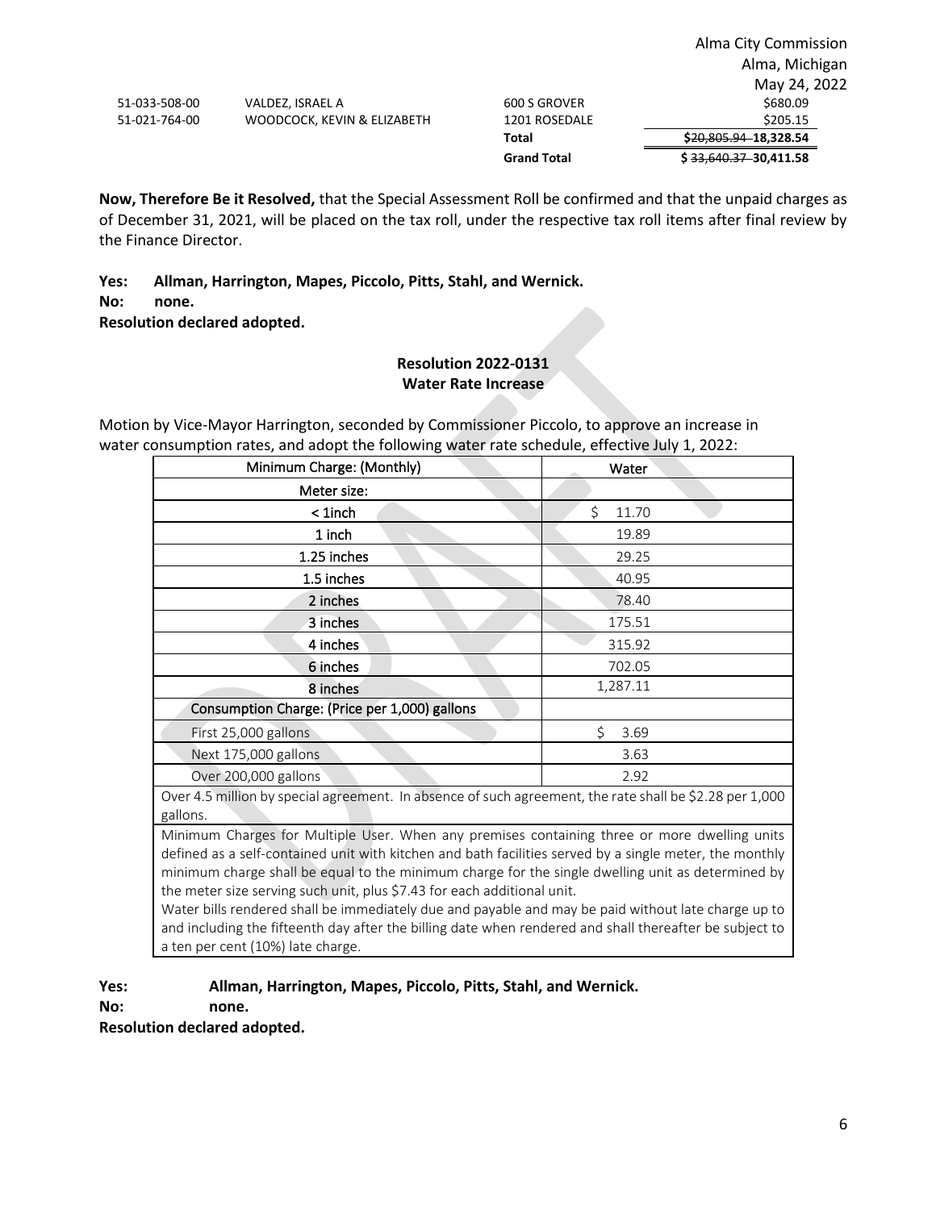| | | | |
|---|---|---|---|
| 51-033-508-00 | VALDEZ, ISRAEL A | 600 S GROVER | \$680.09 |
| 51-021-764-00 | WOODCOCK, KEVIN & ELIZABETH | 1201 ROSEDALE | \$205.15 |
| | | **Total** | ~~\$20,805.94~~ **18,328.54** |
| | | **Grand Total** | **\$** ~~33,640.37~~ **30,411.58** |

**Now, Therefore Be it Resolved,** that the Special Assessment Roll be confirmed and that the unpaid charges as of December 31, 2021, will be placed on the tax roll, under the respective tax roll items after final review by the Finance Director.

**Yes: Allman, Harrington, Mapes, Piccolo, Pitts, Stahl, and Wernick.**
**No: none.**
**Resolution declared adopted.**

**Resolution 2022-0131**
**Water Rate Increase**

Motion by Vice-Mayor Harrington, seconded by Commissioner Piccolo, to approve an increase in water consumption rates, and adopt the following water rate schedule, effective July 1, 2022:

| Minimum Charge: (Monthly) | Water |
|---|---|
| Meter size: | |
| < 1inch | \$ 11.70 |
| 1 inch | 19.89 |
| 1.25 inches | 29.25 |
| 1.5 inches | 40.95 |
| 2 inches | 78.40 |
| 3 inches | 175.51 |
| 4 inches | 315.92 |
| 6 inches | 702.05 |
| 8 inches | 1,287.11 |
| Consumption Charge: (Price per 1,000) gallons | |
| First 25,000 gallons | \$ 3.69 |
| Next 175,000 gallons | 3.63 |
| Over 200,000 gallons | 2.92 |

Over 4.5 million by special agreement. In absence of such agreement, the rate shall be \$2.28 per 1,000 gallons.

Minimum Charges for Multiple User. When any premises containing three or more dwelling units defined as a self-contained unit with kitchen and bath facilities served by a single meter, the monthly minimum charge shall be equal to the minimum charge for the single dwelling unit as determined by the meter size serving such unit, plus \$7.43 for each additional unit.

Water bills rendered shall be immediately due and payable and may be paid without late charge up to and including the fifteenth day after the billing date when rendered and shall thereafter be subject to a ten per cent (10%) late charge.

**Yes: Allman, Harrington, Mapes, Piccolo, Pitts, Stahl, and Wernick.**
**No: none.**
**Resolution declared adopted.**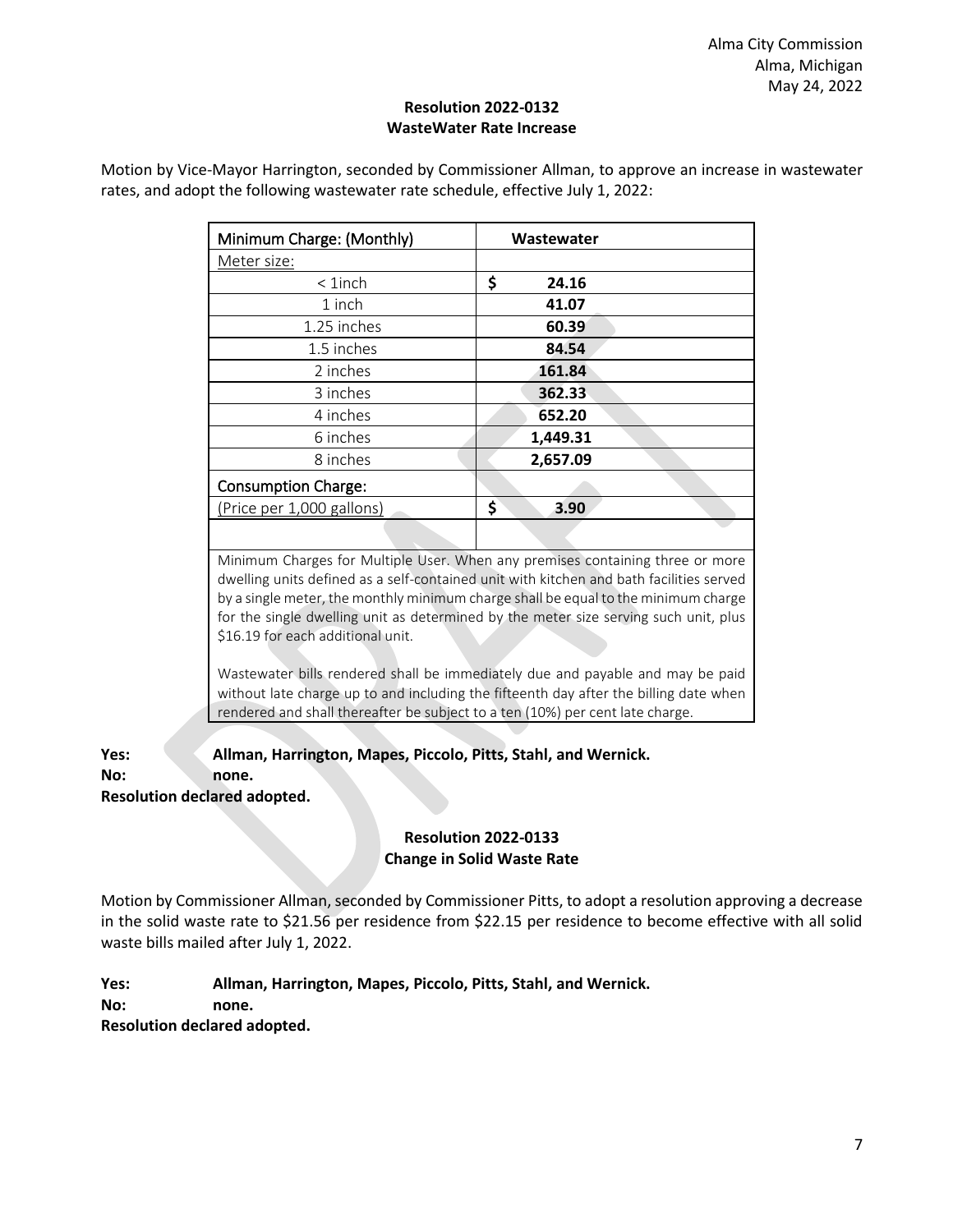Alma City Commission
Alma, Michigan
May 24, 2022

**Resolution 2022-0132**
**WasteWater Rate Increase**

Motion by Vice-Mayor Harrington, seconded by Commissioner Allman, to approve an increase in wastewater rates, and adopt the following wastewater rate schedule, effective July 1, 2022:

| Minimum Charge: (Monthly) | **Wastewater** |
|---|---|
| Meter size: | |
| < 1inch | **$ 24.16** |
| 1 inch | **41.07** |
| 1.25 inches | **60.39** |
| 1.5 inches | **84.54** |
| 2 inches | **161.84** |
| 3 inches | **362.33** |
| 4 inches | **652.20** |
| 6 inches | **1,449.31** |
| 8 inches | **2,657.09** |
| Consumption Charge: | |
| (Price per 1,000 gallons) | **$ 3.90** |
| | |

Minimum Charges for Multiple User. When any premises containing three or more dwelling units defined as a self-contained unit with kitchen and bath facilities served by a single meter, the monthly minimum charge shall be equal to the minimum charge for the single dwelling unit as determined by the meter size serving such unit, plus $16.19 for each additional unit.

Wastewater bills rendered shall be immediately due and payable and may be paid without late charge up to and including the fifteenth day after the billing date when rendered and shall thereafter be subject to a ten (10%) per cent late charge.

**Yes:** **Allman, Harrington, Mapes, Piccolo, Pitts, Stahl, and Wernick.**
**No:** **none.**
**Resolution declared adopted.**

**Resolution 2022-0133**
**Change in Solid Waste Rate**

Motion by Commissioner Allman, seconded by Commissioner Pitts, to adopt a resolution approving a decrease in the solid waste rate to $21.56 per residence from $22.15 per residence to become effective with all solid waste bills mailed after July 1, 2022.

**Yes:** **Allman, Harrington, Mapes, Piccolo, Pitts, Stahl, and Wernick.**
**No:** **none.**
**Resolution declared adopted.**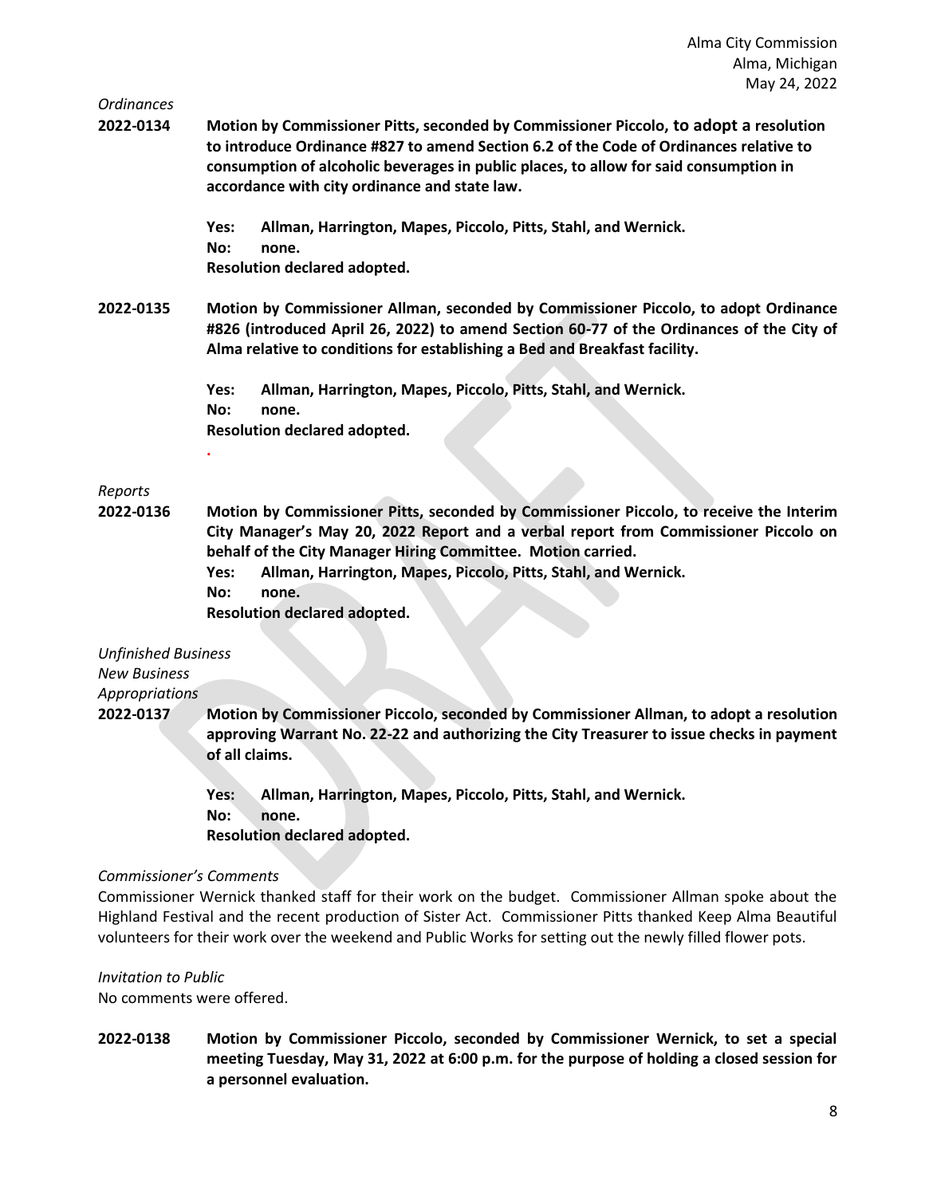*Ordinances*

**2022-0134 Motion by Commissioner Pitts, seconded by Commissioner Piccolo, to adopt a resolution to introduce Ordinance #827 to amend Section 6.2 of the Code of Ordinances relative to consumption of alcoholic beverages in public places, to allow for said consumption in accordance with city ordinance and state law.**

**Yes: Allman, Harrington, Mapes, Piccolo, Pitts, Stahl, and Wernick.**
**No: none.**
**Resolution declared adopted.**

**2022-0135 Motion by Commissioner Allman, seconded by Commissioner Piccolo, to adopt Ordinance #826 (introduced April 26, 2022) to amend Section 60-77 of the Ordinances of the City of Alma relative to conditions for establishing a Bed and Breakfast facility.**

**Yes: Allman, Harrington, Mapes, Piccolo, Pitts, Stahl, and Wernick.**
**No: none.**
**Resolution declared adopted.**

**.**

*Reports*

**2022-0136 Motion by Commissioner Pitts, seconded by Commissioner Piccolo, to receive the Interim City Manager's May 20, 2022 Report and a verbal report from Commissioner Piccolo on behalf of the City Manager Hiring Committee. Motion carried.**
**Yes: Allman, Harrington, Mapes, Piccolo, Pitts, Stahl, and Wernick.**
**No: none.**
**Resolution declared adopted.**

*Unfinished Business*
*New Business*
*Appropriations*

**2022-0137 Motion by Commissioner Piccolo, seconded by Commissioner Allman, to adopt a resolution approving Warrant No. 22-22 and authorizing the City Treasurer to issue checks in payment of all claims.**

**Yes: Allman, Harrington, Mapes, Piccolo, Pitts, Stahl, and Wernick.**
**No: none.**
**Resolution declared adopted.**

*Commissioner's Comments*

Commissioner Wernick thanked staff for their work on the budget. Commissioner Allman spoke about the Highland Festival and the recent production of Sister Act. Commissioner Pitts thanked Keep Alma Beautiful volunteers for their work over the weekend and Public Works for setting out the newly filled flower pots.

*Invitation to Public*

No comments were offered.

**2022-0138 Motion by Commissioner Piccolo, seconded by Commissioner Wernick, to set a special meeting Tuesday, May 31, 2022 at 6:00 p.m. for the purpose of holding a closed session for a personnel evaluation.**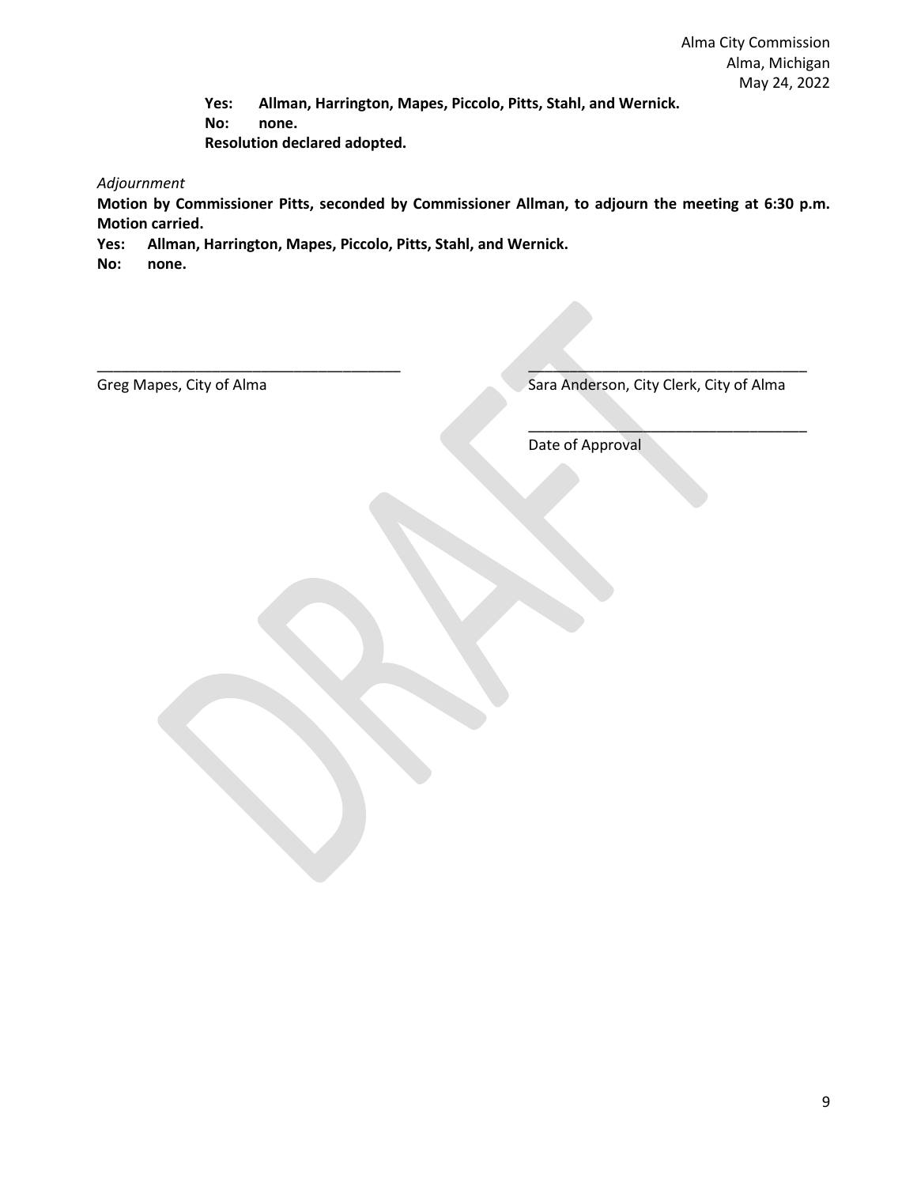**Yes: Allman, Harrington, Mapes, Piccolo, Pitts, Stahl, and Wernick.**
**No: none.**
**Resolution declared adopted.**

*Adjournment*

**Motion by Commissioner Pitts, seconded by Commissioner Allman, to adjourn the meeting at 6:30 p.m. Motion carried.**

**Yes: Allman, Harrington, Mapes, Piccolo, Pitts, Stahl, and Wernick.**
**No: none.**

_____________________________________
Greg Mapes, City of Alma

_____________________________________
Sara Anderson, City Clerk, City of Alma

_____________________________________
Date of Approval